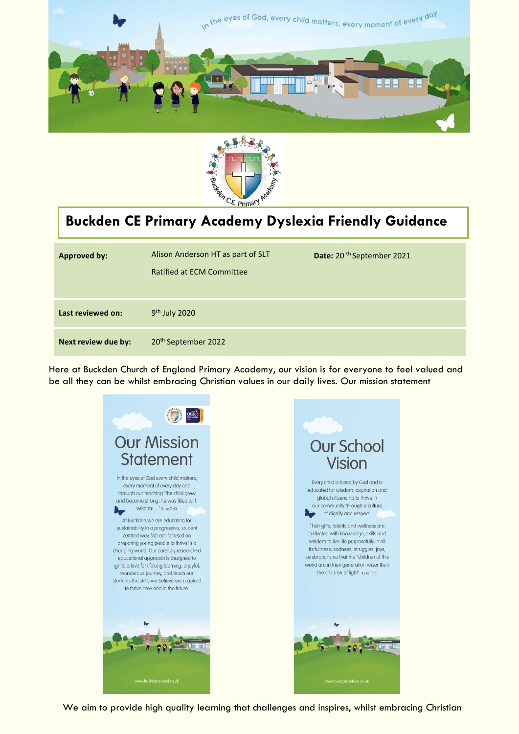# Buckden CE Primary Academy Dyslexia Friendly Guidance

| Approved by: | Alison Anderson HT as part of SLT<br>Ratified at ECM Committee | Date: 20[th] September 2021 |
| --- | --- | --- |
| Last reviewed on: | 9[th] July 2020 | |
| Next review due by: | 20[th] September 2022 | |

Here at Buckden Church of England Primary Academy, our vision is for everyone to feel valued and be all they can be whilst embracing Christian values in our daily lives. Our mission statement

We aim to provide high quality learning that challenges and inspires, whilst embracing Christian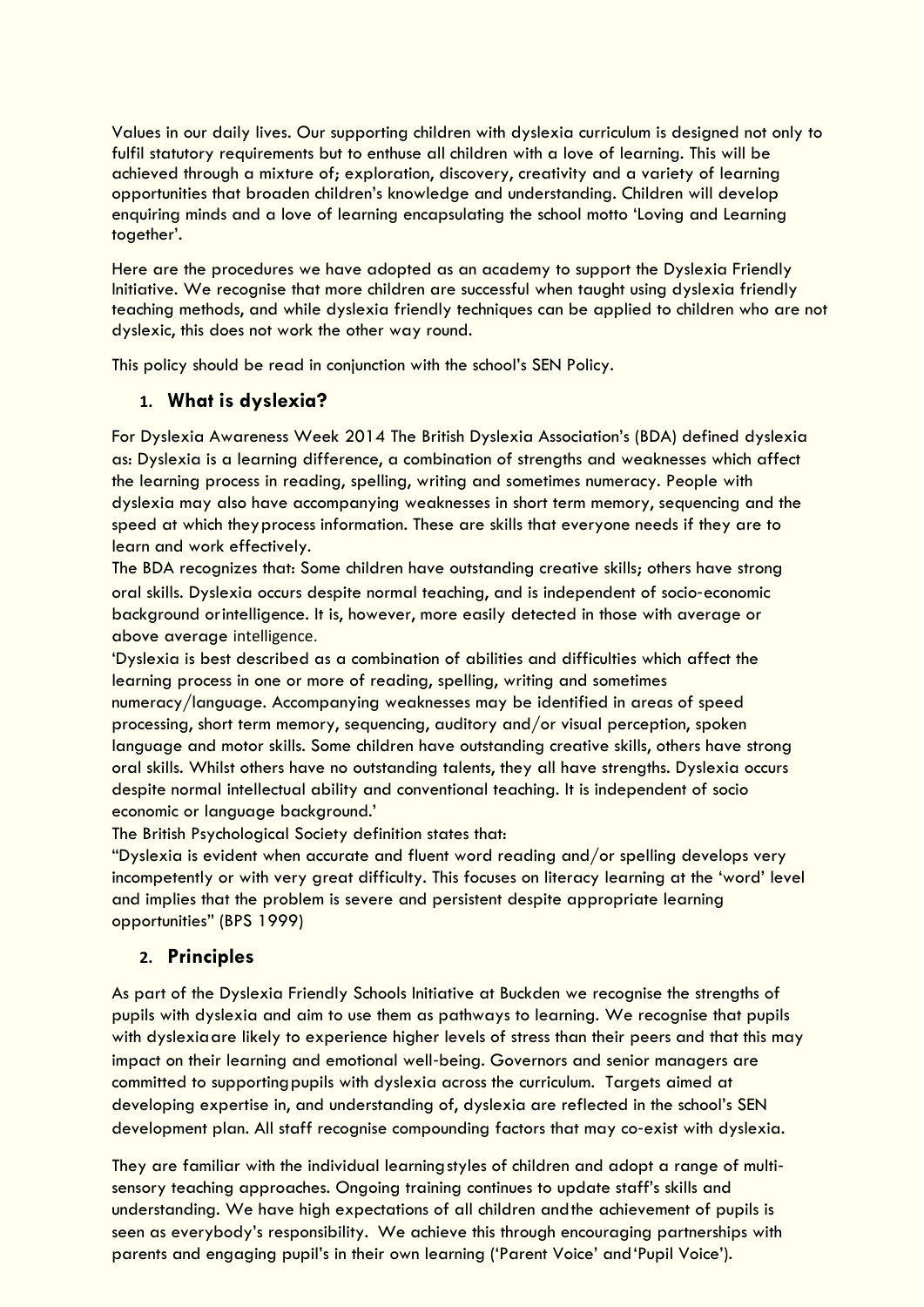Values in our daily lives. Our supporting children with dyslexia curriculum is designed not only to fulfil statutory requirements but to enthuse all children with a love of learning. This will be achieved through a mixture of; exploration, discovery, creativity and a variety of learning opportunities that broaden children's knowledge and understanding. Children will develop enquiring minds and a love of learning encapsulating the school motto 'Loving and Learning together'.

Here are the procedures we have adopted as an academy to support the Dyslexia Friendly Initiative. We recognise that more children are successful when taught using dyslexia friendly teaching methods, and while dyslexia friendly techniques can be applied to children who are not dyslexic, this does not work the other way round.

This policy should be read in conjunction with the school's SEN Policy.

## 1. What is dyslexia?

For Dyslexia Awareness Week 2014 The British Dyslexia Association's (BDA) defined dyslexia as: Dyslexia is a learning difference, a combination of strengths and weaknesses which affect the learning process in reading, spelling, writing and sometimes numeracy. People with dyslexia may also have accompanying weaknesses in short term memory, sequencing and the speed at which they process information. These are skills that everyone needs if they are to learn and work effectively.
The BDA recognizes that: Some children have outstanding creative skills; others have strong oral skills. Dyslexia occurs despite normal teaching, and is independent of socio-economic background or intelligence. It is, however, more easily detected in those with average or above average intelligence.
'Dyslexia is best described as a combination of abilities and difficulties which affect the learning process in one or more of reading, spelling, writing and sometimes numeracy/language. Accompanying weaknesses may be identified in areas of speed processing, short term memory, sequencing, auditory and/or visual perception, spoken language and motor skills. Some children have outstanding creative skills, others have strong oral skills. Whilst others have no outstanding talents, they all have strengths. Dyslexia occurs despite normal intellectual ability and conventional teaching. It is independent of socio economic or language background.'
The British Psychological Society definition states that:
"Dyslexia is evident when accurate and fluent word reading and/or spelling develops very incompetently or with very great difficulty. This focuses on literacy learning at the 'word' level and implies that the problem is severe and persistent despite appropriate learning opportunities" (BPS 1999)

## 2. Principles

As part of the Dyslexia Friendly Schools Initiative at Buckden we recognise the strengths of pupils with dyslexia and aim to use them as pathways to learning. We recognise that pupils with dyslexia are likely to experience higher levels of stress than their peers and that this may impact on their learning and emotional well-being. Governors and senior managers are committed to supporting pupils with dyslexia across the curriculum. Targets aimed at developing expertise in, and understanding of, dyslexia are reflected in the school's SEN development plan. All staff recognise compounding factors that may co-exist with dyslexia.

They are familiar with the individual learning styles of children and adopt a range of multi-sensory teaching approaches. Ongoing training continues to update staff's skills and understanding. We have high expectations of all children and the achievement of pupils is seen as everybody's responsibility. We achieve this through encouraging partnerships with parents and engaging pupil's in their own learning ('Parent Voice' and 'Pupil Voice').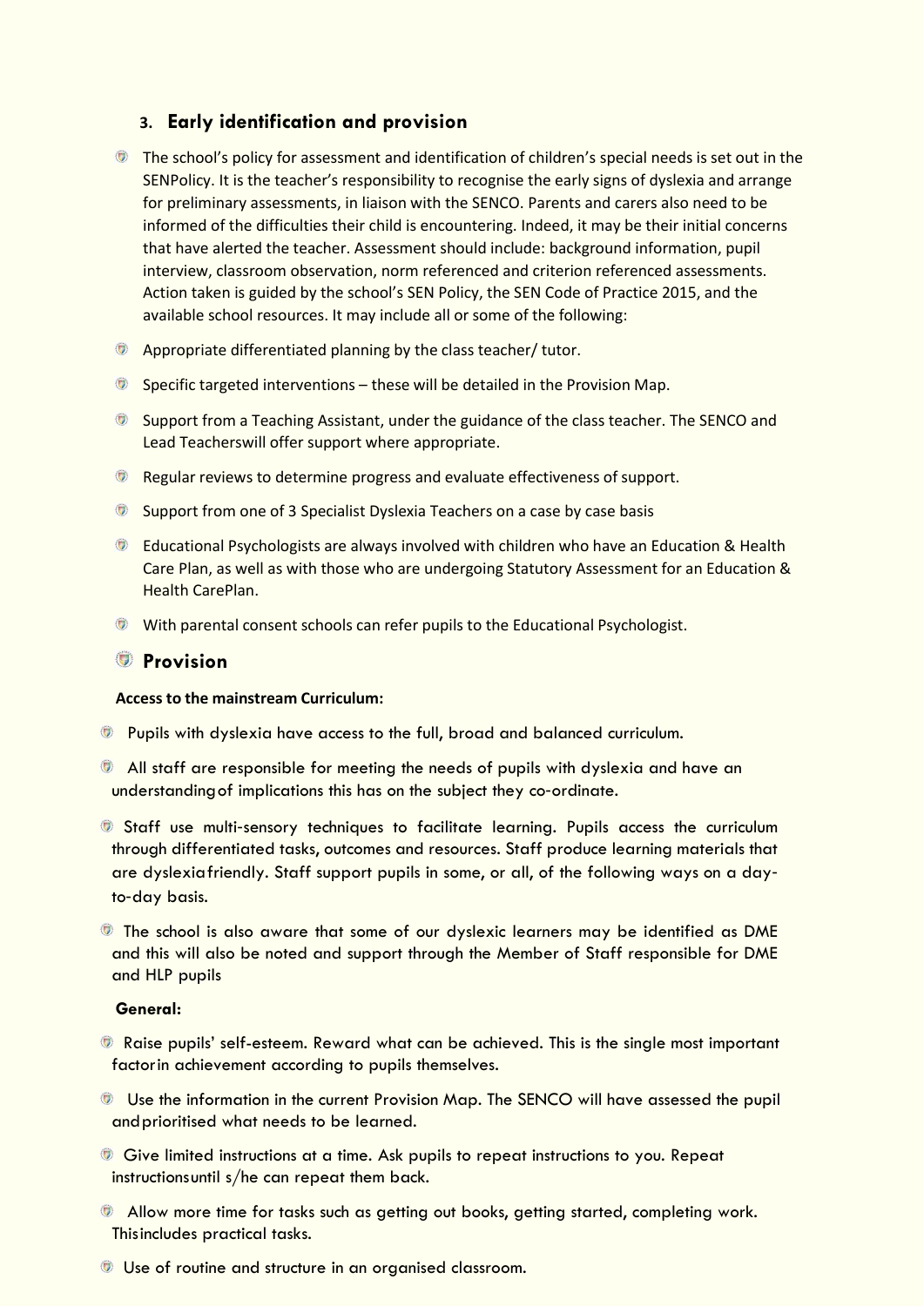## 3. Early identification and provision

- The school's policy for assessment and identification of children's special needs is set out in the SENPolicy. It is the teacher's responsibility to recognise the early signs of dyslexia and arrange for preliminary assessments, in liaison with the SENCO. Parents and carers also need to be informed of the difficulties their child is encountering. Indeed, it may be their initial concerns that have alerted the teacher. Assessment should include: background information, pupil interview, classroom observation, norm referenced and criterion referenced assessments. Action taken is guided by the school's SEN Policy, the SEN Code of Practice 2015, and the available school resources. It may include all or some of the following:
- Appropriate differentiated planning by the class teacher/ tutor.
- Specific targeted interventions – these will be detailed in the Provision Map.
- Support from a Teaching Assistant, under the guidance of the class teacher. The SENCO and Lead Teacherswill offer support where appropriate.
- Regular reviews to determine progress and evaluate effectiveness of support.
- Support from one of 3 Specialist Dyslexia Teachers on a case by case basis
- Educational Psychologists are always involved with children who have an Education & Health Care Plan, as well as with those who are undergoing Statutory Assessment for an Education & Health CarePlan.
- With parental consent schools can refer pupils to the Educational Psychologist.

## Provision

**Access to the mainstream Curriculum:**

- Pupils with dyslexia have access to the full, broad and balanced curriculum.
- All staff are responsible for meeting the needs of pupils with dyslexia and have an understandingof implications this has on the subject they co-ordinate.
- Staff use multi-sensory techniques to facilitate learning. Pupils access the curriculum through differentiated tasks, outcomes and resources. Staff produce learning materials that are dyslexiafriendly. Staff support pupils in some, or all, of the following ways on a day-to-day basis.
- The school is also aware that some of our dyslexic learners may be identified as DME and this will also be noted and support through the Member of Staff responsible for DME and HLP pupils

**General:**

- Raise pupils' self-esteem. Reward what can be achieved. This is the single most important factorin achievement according to pupils themselves.
- Use the information in the current Provision Map. The SENCO will have assessed the pupil andprioritised what needs to be learned.
- Give limited instructions at a time. Ask pupils to repeat instructions to you. Repeat instructionsuntil s/he can repeat them back.
- Allow more time for tasks such as getting out books, getting started, completing work. Thisincludes practical tasks.
- Use of routine and structure in an organised classroom.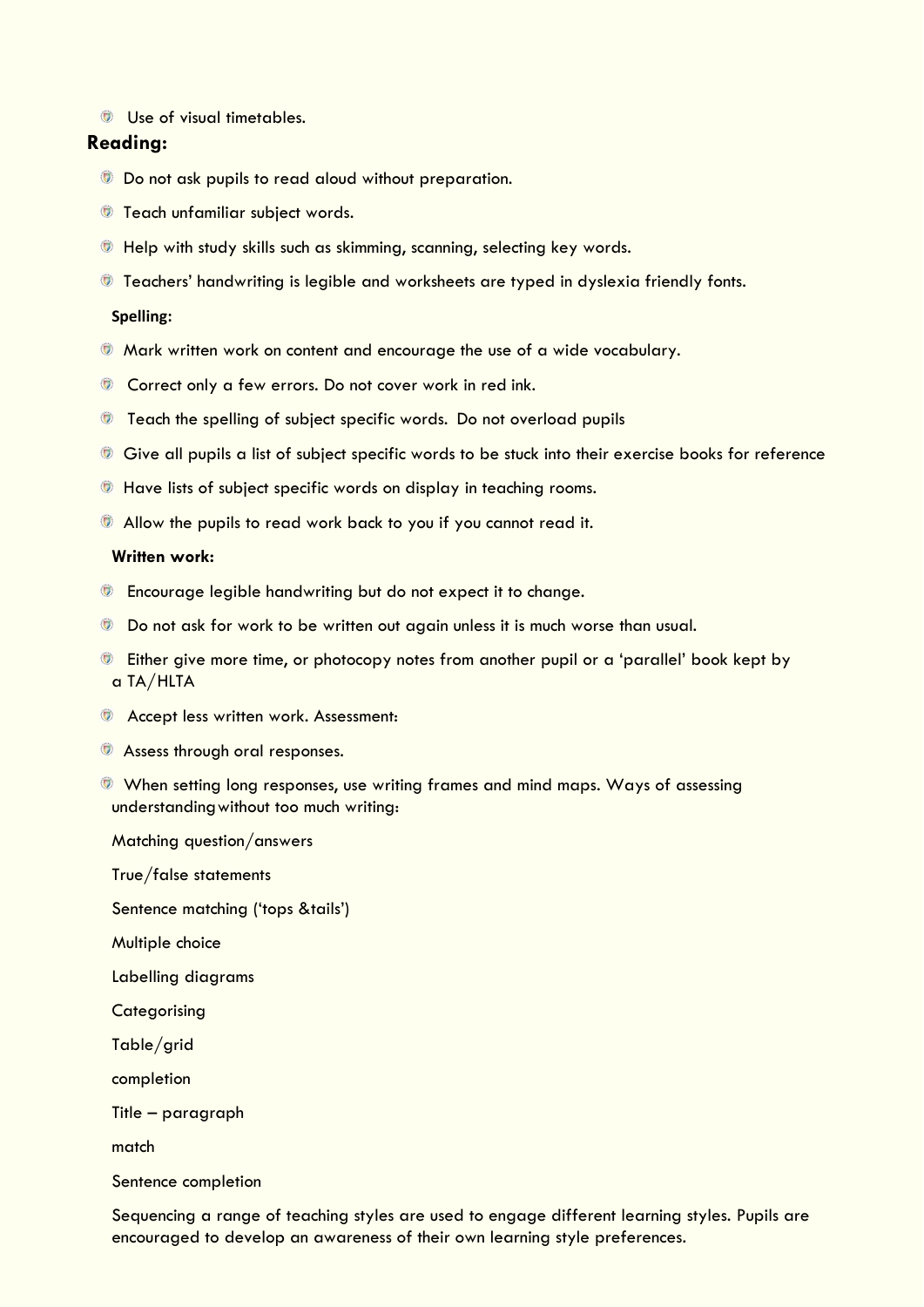- Use of visual timetables.

## Reading:

- Do not ask pupils to read aloud without preparation.
- Teach unfamiliar subject words.
- Help with study skills such as skimming, scanning, selecting key words.
- Teachers' handwriting is legible and worksheets are typed in dyslexia friendly fonts.

**Spelling:**

- Mark written work on content and encourage the use of a wide vocabulary.
- Correct only a few errors. Do not cover work in red ink.
- Teach the spelling of subject specific words. Do not overload pupils
- Give all pupils a list of subject specific words to be stuck into their exercise books for reference
- Have lists of subject specific words on display in teaching rooms.
- Allow the pupils to read work back to you if you cannot read it.

**Written work:**

- Encourage legible handwriting but do not expect it to change.
- Do not ask for work to be written out again unless it is much worse than usual.
- Either give more time, or photocopy notes from another pupil or a 'parallel' book kept by a TA/HLTA
- Accept less written work. Assessment:
- Assess through oral responses.
- When setting long responses, use writing frames and mind maps. Ways of assessing understanding without too much writing:

Matching question/answers

True/false statements

Sentence matching ('tops &tails')

Multiple choice

Labelling diagrams

Categorising

Table/grid

completion

Title – paragraph

match

Sentence completion

Sequencing a range of teaching styles are used to engage different learning styles. Pupils are encouraged to develop an awareness of their own learning style preferences.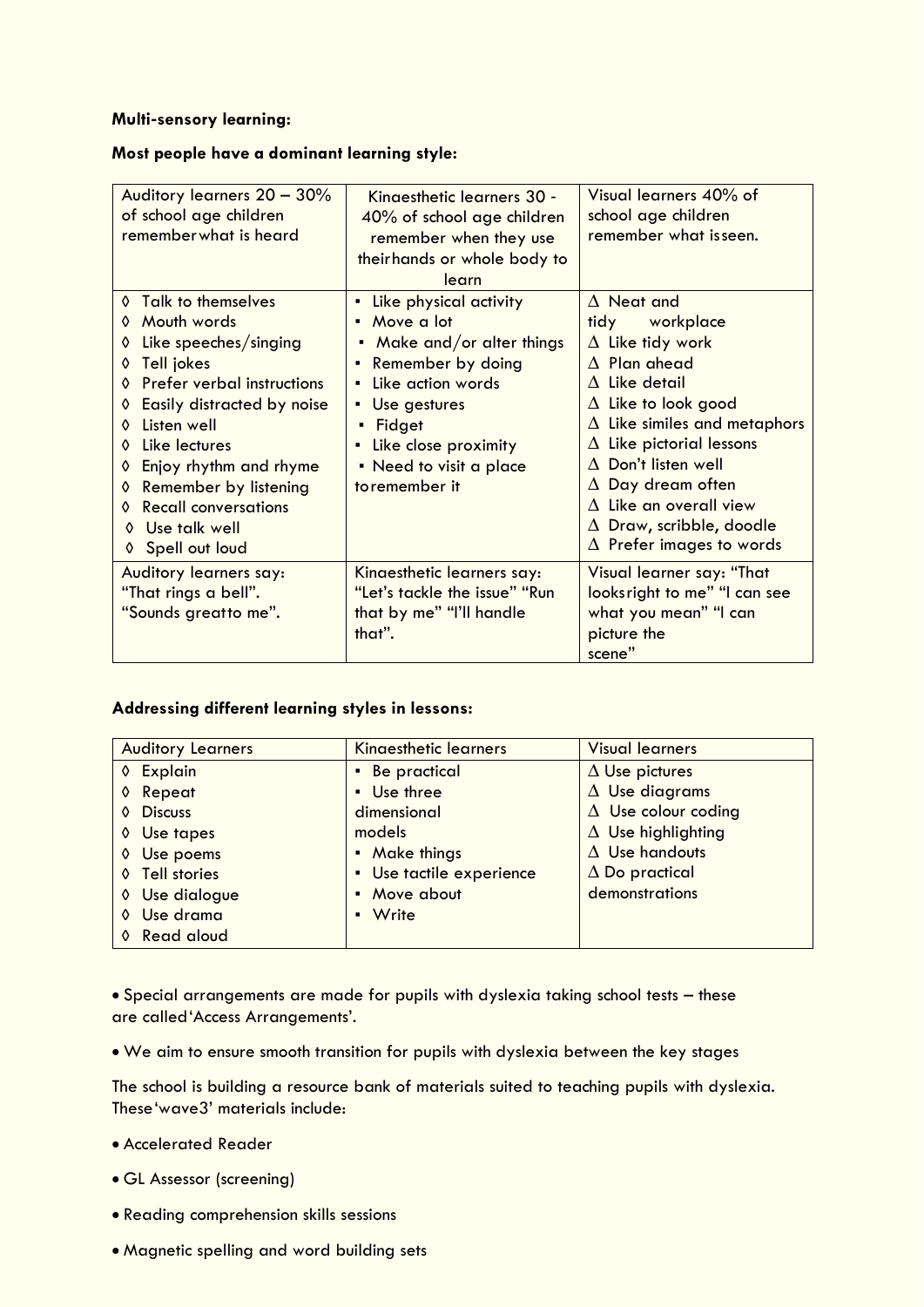**Multi-sensory learning:**

**Most people have a dominant learning style:**

| Auditory learners 20 – 30% of school age children remember what is heard | Kinaesthetic learners 30 - 40% of school age children remember when they use their hands or whole body to learn | Visual learners 40% of school age children remember what is seen. |
|---|---|---|
| ◊ Talk to themselves<br>◊ Mouth words<br>◊ Like speeches/singing<br>◊ Tell jokes<br>◊ Prefer verbal instructions<br>◊ Easily distracted by noise<br>◊ Listen well<br>◊ Like lectures<br>◊ Enjoy rhythm and rhyme<br>◊ Remember by listening<br>◊ Recall conversations<br>◊ Use talk well<br>◊ Spell out loud | ▪ Like physical activity<br>▪ Move a lot<br>▪ Make and/or alter things<br>▪ Remember by doing<br>▪ Like action words<br>▪ Use gestures<br>▪ Fidget<br>▪ Like close proximity<br>▪ Need to visit a place to remember it | ∆ Neat and tidy workplace<br>∆ Like tidy work<br>∆ Plan ahead<br>∆ Like detail<br>∆ Like to look good<br>∆ Like similes and metaphors<br>∆ Like pictorial lessons<br>∆ Don't listen well<br>∆ Day dream often<br>∆ Like an overall view<br>∆ Draw, scribble, doodle<br>∆ Prefer images to words |
| Auditory learners say: "That rings a bell". "Sounds great to me". | Kinaesthetic learners say: "Let's tackle the issue" "Run that by me" "I'll handle that". | Visual learner say: "That looks right to me" "I can see what you mean" "I can picture the scene" |

**Addressing different learning styles in lessons:**

| Auditory Learners | Kinaesthetic learners | Visual learners |
|---|---|---|
| ◊ Explain<br>◊ Repeat<br>◊ Discuss<br>◊ Use tapes<br>◊ Use poems<br>◊ Tell stories<br>◊ Use dialogue<br>◊ Use drama<br>◊ Read aloud | ▪ Be practical<br>▪ Use three dimensional models<br>▪ Make things<br>▪ Use tactile experience<br>▪ Move about<br>▪ Write | ∆ Use pictures<br>∆ Use diagrams<br>∆ Use colour coding<br>∆ Use highlighting<br>∆ Use handouts<br>∆ Do practical demonstrations |

- Special arrangements are made for pupils with dyslexia taking school tests – these are called 'Access Arrangements'.

- We aim to ensure smooth transition for pupils with dyslexia between the key stages

The school is building a resource bank of materials suited to teaching pupils with dyslexia. These 'wave3' materials include:

- Accelerated Reader

- GL Assessor (screening)

- Reading comprehension skills sessions

- Magnetic spelling and word building sets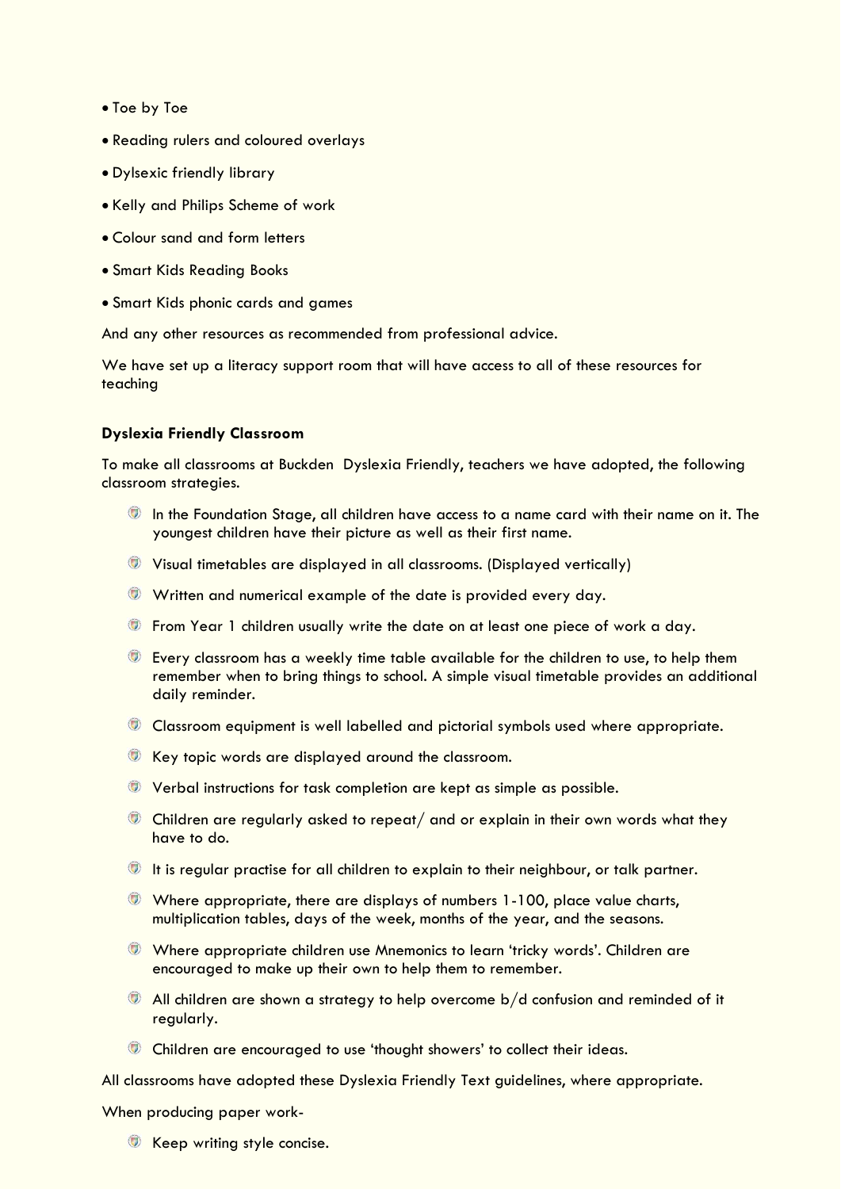- Toe by Toe
- Reading rulers and coloured overlays
- Dylsexic friendly library
- Kelly and Philips Scheme of work
- Colour sand and form letters
- Smart Kids Reading Books
- Smart Kids phonic cards and games

And any other resources as recommended from professional advice.

We have set up a literacy support room that will have access to all of these resources for teaching

**Dyslexia Friendly Classroom**

To make all classrooms at Buckden  Dyslexia Friendly, teachers we have adopted, the following classroom strategies.

- In the Foundation Stage, all children have access to a name card with their name on it. The youngest children have their picture as well as their first name.
- Visual timetables are displayed in all classrooms. (Displayed vertically)
- Written and numerical example of the date is provided every day.
- From Year 1 children usually write the date on at least one piece of work a day.
- Every classroom has a weekly time table available for the children to use, to help them remember when to bring things to school. A simple visual timetable provides an additional daily reminder.
- Classroom equipment is well labelled and pictorial symbols used where appropriate.
- Key topic words are displayed around the classroom.
- Verbal instructions for task completion are kept as simple as possible.
- Children are regularly asked to repeat/ and or explain in their own words what they have to do.
- It is regular practise for all children to explain to their neighbour, or talk partner.
- Where appropriate, there are displays of numbers 1-100, place value charts, multiplication tables, days of the week, months of the year, and the seasons.
- Where appropriate children use Mnemonics to learn 'tricky words'. Children are encouraged to make up their own to help them to remember.
- All children are shown a strategy to help overcome b/d confusion and reminded of it regularly.
- Children are encouraged to use 'thought showers' to collect their ideas.

All classrooms have adopted these Dyslexia Friendly Text guidelines, where appropriate.

When producing paper work-

- Keep writing style concise.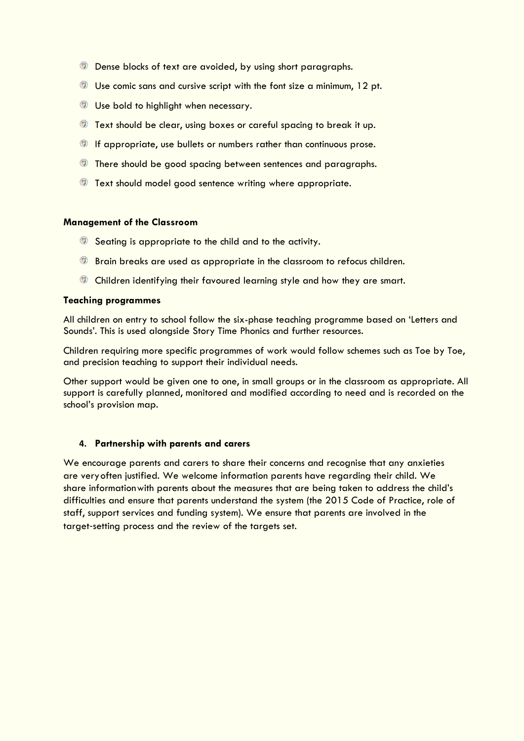- Dense blocks of text are avoided, by using short paragraphs.
- Use comic sans and cursive script with the font size a minimum, 12 pt.
- Use bold to highlight when necessary.
- Text should be clear, using boxes or careful spacing to break it up.
- If appropriate, use bullets or numbers rather than continuous prose.
- There should be good spacing between sentences and paragraphs.
- Text should model good sentence writing where appropriate.

**Management of the Classroom**

- Seating is appropriate to the child and to the activity.
- Brain breaks are used as appropriate in the classroom to refocus children.
- Children identifying their favoured learning style and how they are smart.

**Teaching programmes**

All children on entry to school follow the six-phase teaching programme based on 'Letters and Sounds'. This is used alongside Story Time Phonics and further resources.

Children requiring more specific programmes of work would follow schemes such as Toe by Toe, and precision teaching to support their individual needs.

Other support would be given one to one, in small groups or in the classroom as appropriate. All support is carefully planned, monitored and modified according to need and is recorded on the school's provision map.

**4. Partnership with parents and carers**

We encourage parents and carers to share their concerns and recognise that any anxieties are very often justified. We welcome information parents have regarding their child. We share information with parents about the measures that are being taken to address the child's difficulties and ensure that parents understand the system (the 2015 Code of Practice, role of staff, support services and funding system). We ensure that parents are involved in the target-setting process and the review of the targets set.